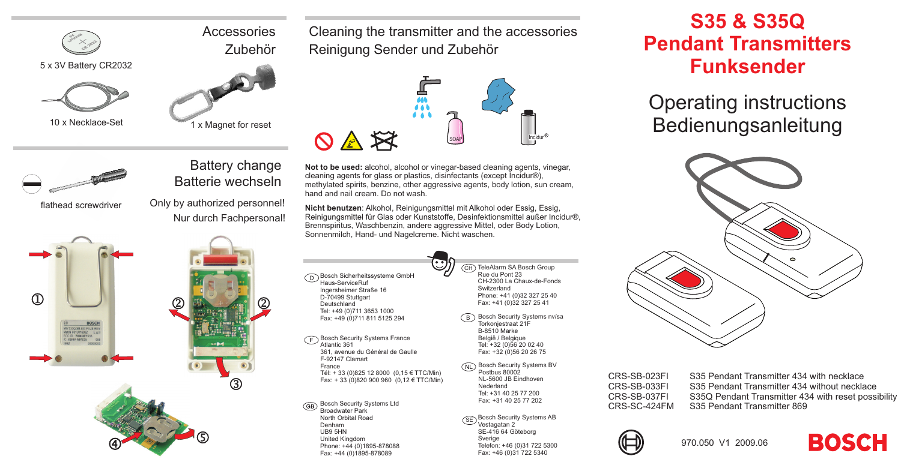# S35 & S35Q Pendant Transmitters Funksender

## Operating instructions
## Bedienungsanleitung

CRS-SB-023FI S35 Pendant Transmitter 434 with necklace
CRS-SB-033FI S35 Pendant Transmitter 434 without necklace
CRS-SB-037FI S35Q Pendant Transmitter 434 with reset possibility
CRS-SC-424FM S35 Pendant Transmitter 869

970.050 V1 2009.06

BOSCH

## Accessories
## Zubehör

5 x 3V Battery CR2032

10 x Necklace-Set

1 x Magnet for reset

## Battery change
## Batterie wechseln

flathead screwdriver

Only by authorized personnel!
Nur durch Fachpersonal!

①

②

③

④

⑤

## Cleaning the transmitter and the accessories
## Reinigung Sender und Zubehör

SOAP

Incidur®

**Not to be used:** alcohol, alcohol or vinegar-based cleaning agents, vinegar, cleaning agents for glass or plastics, disinfectants (except Incidur®), methylated spirits, benzine, other aggressive agents, body lotion, sun cream, hand and nail cream. Do not wash.

**Nicht benutzen**: Alkohol, Reinigungsmittel mit Alkohol oder Essig, Essig, Reinigungsmittel für Glas oder Kunststoffe, Desinfektionsmittel außer Incidur®, Brennspiritus, Waschbenzin, andere aggressive Mittel, oder Body Lotion, Sonnenmilch, Hand- und Nagelcreme. Nicht waschen.

(D) Bosch Sicherheitssysteme GmbH
Haus-ServiceRuf
Ingersheimer Straße 16
D-70499 Stuttgart
Deutschland
Tel: +49 (0)711 3653 1000
Fax: +49 (0)711 811 5125 294

(F) Bosch Security Systems France
Atlantic 361
361, avenue du Général de Gaulle
F-92147 Clamart
France
Tél: + 33 (0)825 12 8000 (0,15 € TTC/Min)
Fax: + 33 (0)820 900 960 (0,12 € TTC/Min)

(GB) Bosch Security Systems Ltd
Broadwater Park
North Orbital Road
Denham
UB9 5HN
United Kingdom
Phone: +44 (0)1895-878088
Fax: +44 (0)1895-878089

(CH) TeleAlarm SA Bosch Group
Rue du Pont 23
CH-2300 La Chaux-de-Fonds
Switzerland
Phone: +41 (0)32 327 25 40
Fax: +41 (0)32 327 25 41

(B) Bosch Security Systems nv/sa
Torkonjestraat 21F
B-8510 Marke
België / Belgique
Tel: +32 (0)56 20 02 40
Fax: +32 (0)56 20 26 75

(NL) Bosch Security Systems BV
Postbus 80002
NL-5600 JB Eindhoven
Nederland
Tel: +31 40 25 77 200
Fax: +31 40 25 77 202

(SE) Bosch Security Systems AB
Vestagatan 2
SE-416 64 Göteborg
Sverige
Telefon: +46 (0)31 722 5300
Fax: +46 (0)31 722 5340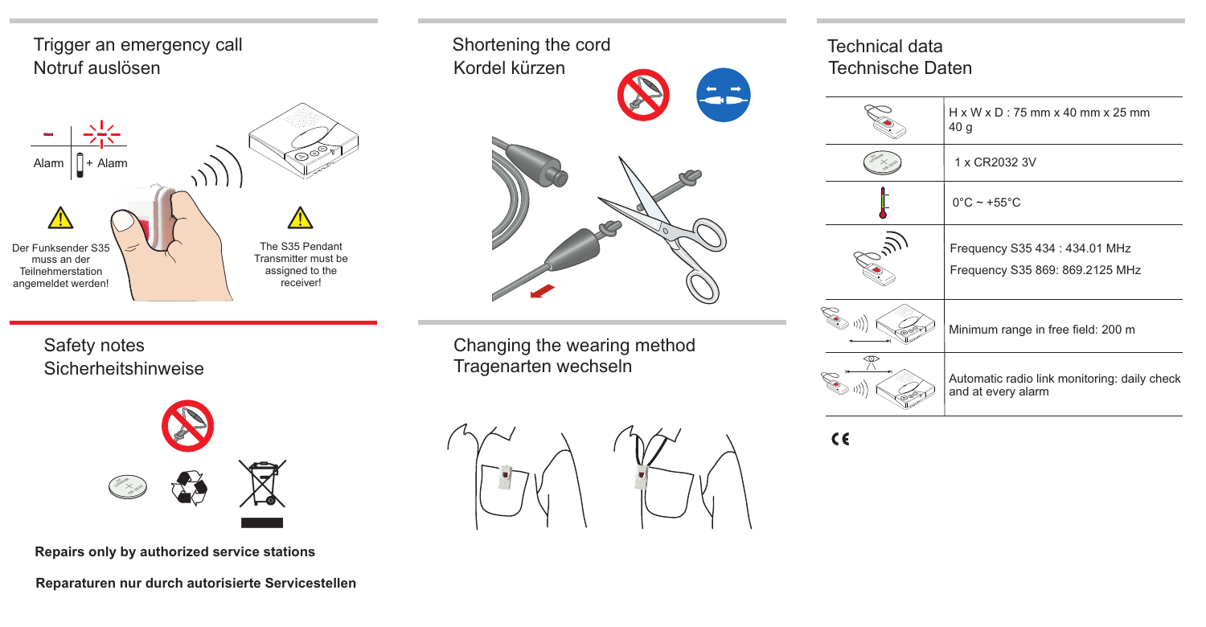## Trigger an emergency call
## Notruf auslösen

Alarm | + Alarm

Der Funksender S35 muss an der Teilnehmerstation angemeldet werden!

The S35 Pendant Transmitter must be assigned to the receiver!

## Safety notes
## Sicherheitshinweise

**Repairs only by authorized service stations**

**Reparaturen nur durch autorisierte Servicestellen**

## Shortening the cord
## Kordel kürzen

## Changing the wearing method
## Tragenarten wechseln

## Technical data
## Technische Daten

| | |
|---|---|
| | H x W x D : 75 mm x 40 mm x 25 mm<br>40 g |
| | 1 x CR2032 3V |
| | 0°C ~ +55°C |
| | Frequency S35 434 : 434.01 MHz<br>Frequency S35 869: 869.2125 MHz |
| | Minimum range in free field: 200 m |
| | Automatic radio link monitoring: daily check and at every alarm |

CE